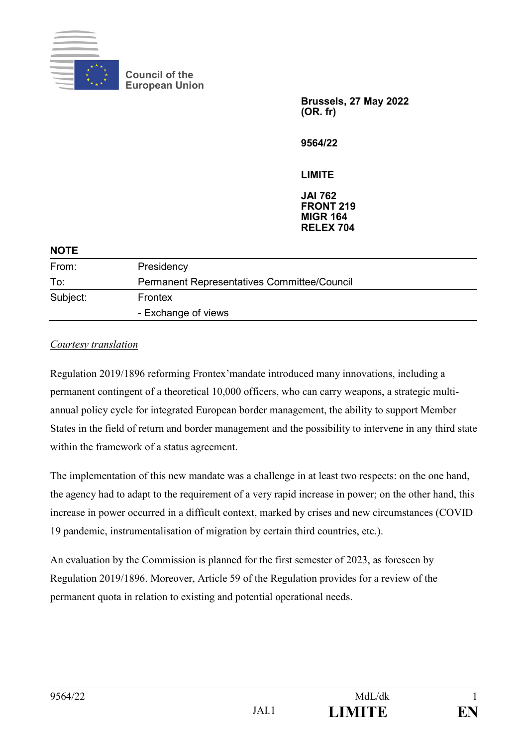Council of the European Union

**Brussels, 27 May 2022**
**(OR. fr)**

**9564/22**

**LIMITE**

**JAI 762**
**FRONT 219**
**MIGR 164**
**RELEX 704**

**NOTE**

| | |
|---|---|
| From: | Presidency |
| To: | Permanent Representatives Committee/Council |
| Subject: | Frontex<br>- Exchange of views |

*Courtesy translation*

Regulation 2019/1896 reforming Frontex'mandate introduced many innovations, including a permanent contingent of a theoretical 10,000 officers, who can carry weapons, a strategic multi-annual policy cycle for integrated European border management, the ability to support Member States in the field of return and border management and the possibility to intervene in any third state within the framework of a status agreement.

The implementation of this new mandate was a challenge in at least two respects: on the one hand, the agency had to adapt to the requirement of a very rapid increase in power; on the other hand, this increase in power occurred in a difficult context, marked by crises and new circumstances (COVID 19 pandemic, instrumentalisation of migration by certain third countries, etc.).

An evaluation by the Commission is planned for the first semester of 2023, as foreseen by Regulation 2019/1896. Moreover, Article 59 of the Regulation provides for a review of the permanent quota in relation to existing and potential operational needs.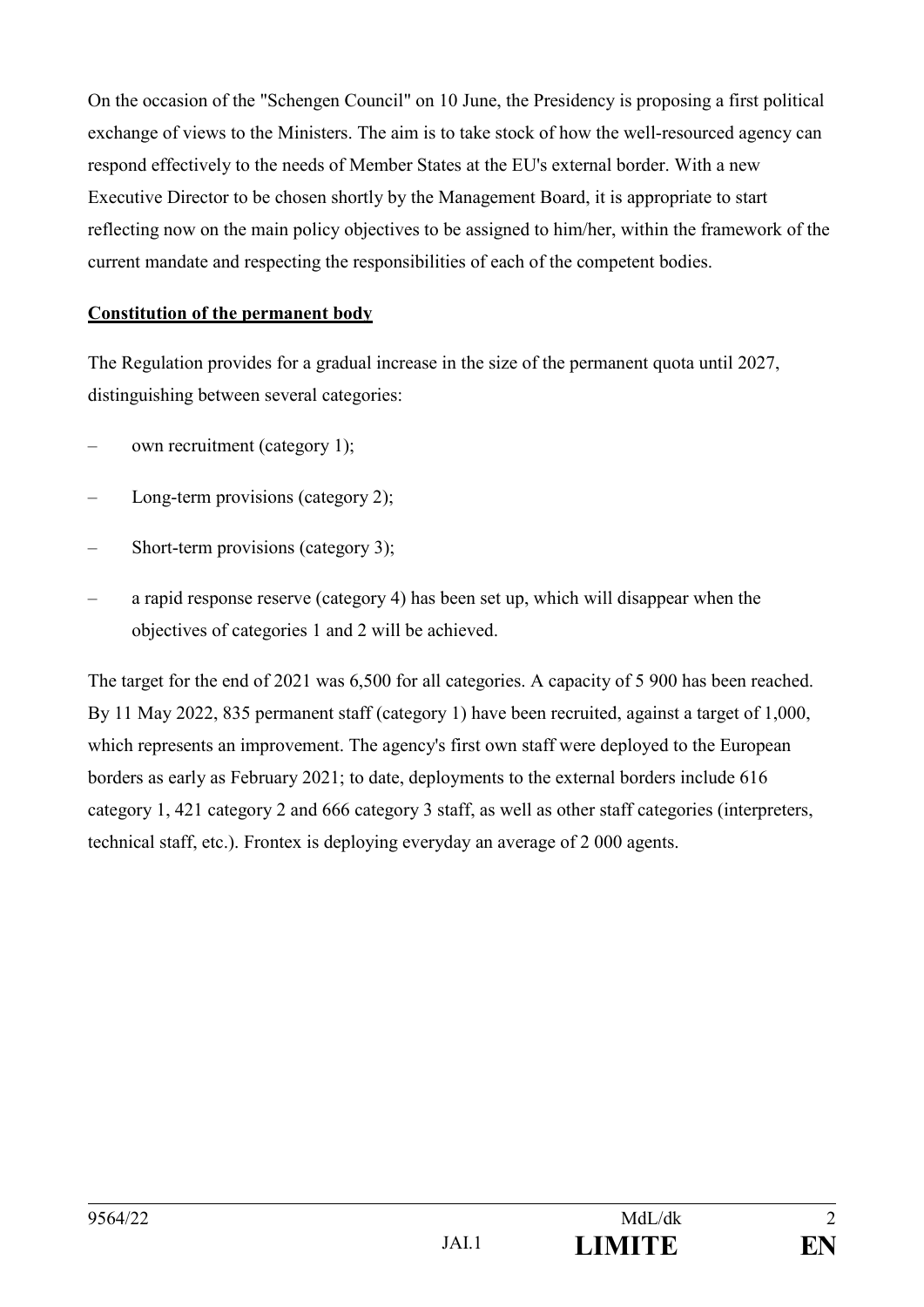On the occasion of the "Schengen Council" on 10 June, the Presidency is proposing a first political exchange of views to the Ministers. The aim is to take stock of how the well-resourced agency can respond effectively to the needs of Member States at the EU's external border. With a new Executive Director to be chosen shortly by the Management Board, it is appropriate to start reflecting now on the main policy objectives to be assigned to him/her, within the framework of the current mandate and respecting the responsibilities of each of the competent bodies.

**Constitution of the permanent body**

The Regulation provides for a gradual increase in the size of the permanent quota until 2027, distinguishing between several categories:

- own recruitment (category 1);
- Long-term provisions (category 2);
- Short-term provisions (category 3);
- a rapid response reserve (category 4) has been set up, which will disappear when the objectives of categories 1 and 2 will be achieved.

The target for the end of 2021 was 6,500 for all categories. A capacity of 5 900 has been reached. By 11 May 2022, 835 permanent staff (category 1) have been recruited, against a target of 1,000, which represents an improvement. The agency's first own staff were deployed to the European borders as early as February 2021; to date, deployments to the external borders include 616 category 1, 421 category 2 and 666 category 3 staff, as well as other staff categories (interpreters, technical staff, etc.). Frontex is deploying everyday an average of 2 000 agents.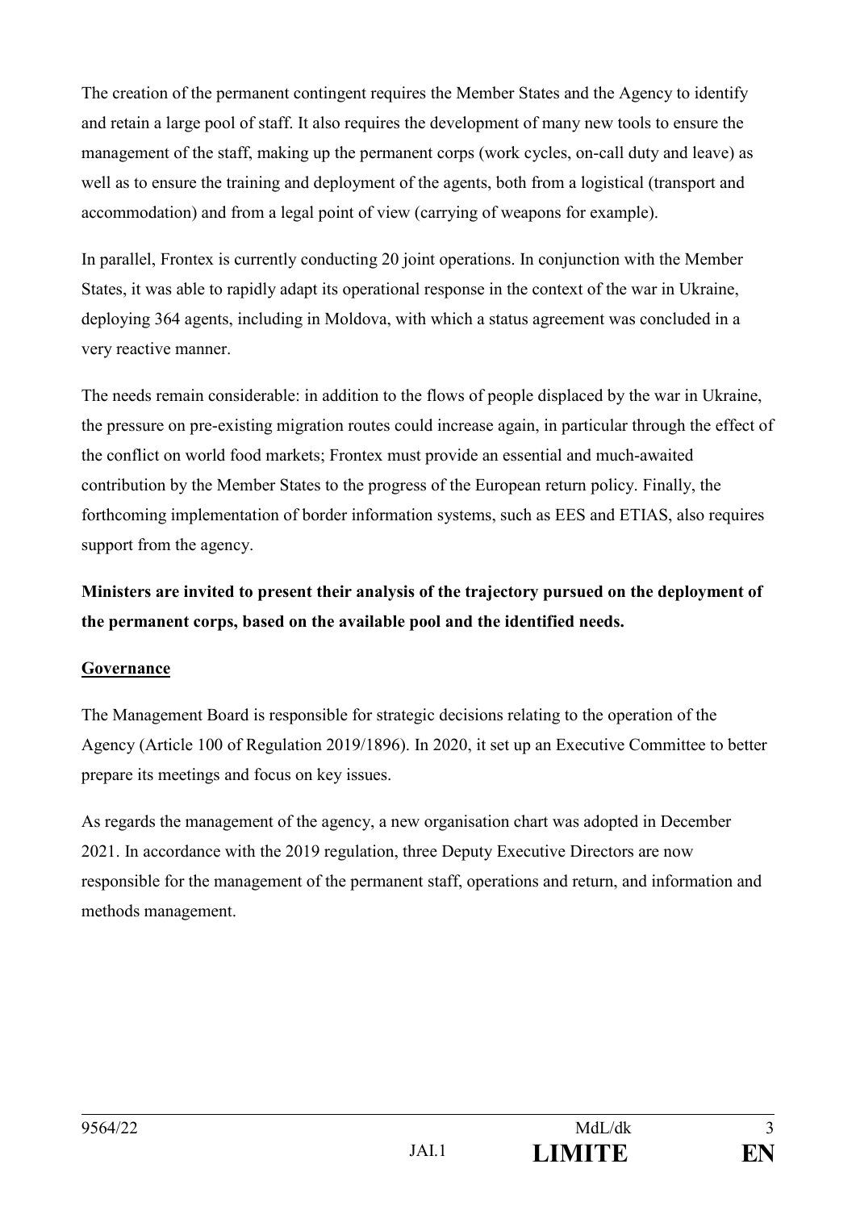The creation of the permanent contingent requires the Member States and the Agency to identify and retain a large pool of staff. It also requires the development of many new tools to ensure the management of the staff, making up the permanent corps (work cycles, on-call duty and leave) as well as to ensure the training and deployment of the agents, both from a logistical (transport and accommodation) and from a legal point of view (carrying of weapons for example).

In parallel, Frontex is currently conducting 20 joint operations. In conjunction with the Member States, it was able to rapidly adapt its operational response in the context of the war in Ukraine, deploying 364 agents, including in Moldova, with which a status agreement was concluded in a very reactive manner.

The needs remain considerable: in addition to the flows of people displaced by the war in Ukraine, the pressure on pre-existing migration routes could increase again, in particular through the effect of the conflict on world food markets; Frontex must provide an essential and much-awaited contribution by the Member States to the progress of the European return policy. Finally, the forthcoming implementation of border information systems, such as EES and ETIAS, also requires support from the agency.

**Ministers are invited to present their analysis of the trajectory pursued on the deployment of the permanent corps, based on the available pool and the identified needs.**

**Governance**

The Management Board is responsible for strategic decisions relating to the operation of the Agency (Article 100 of Regulation 2019/1896). In 2020, it set up an Executive Committee to better prepare its meetings and focus on key issues.

As regards the management of the agency, a new organisation chart was adopted in December 2021. In accordance with the 2019 regulation, three Deputy Executive Directors are now responsible for the management of the permanent staff, operations and return, and information and methods management.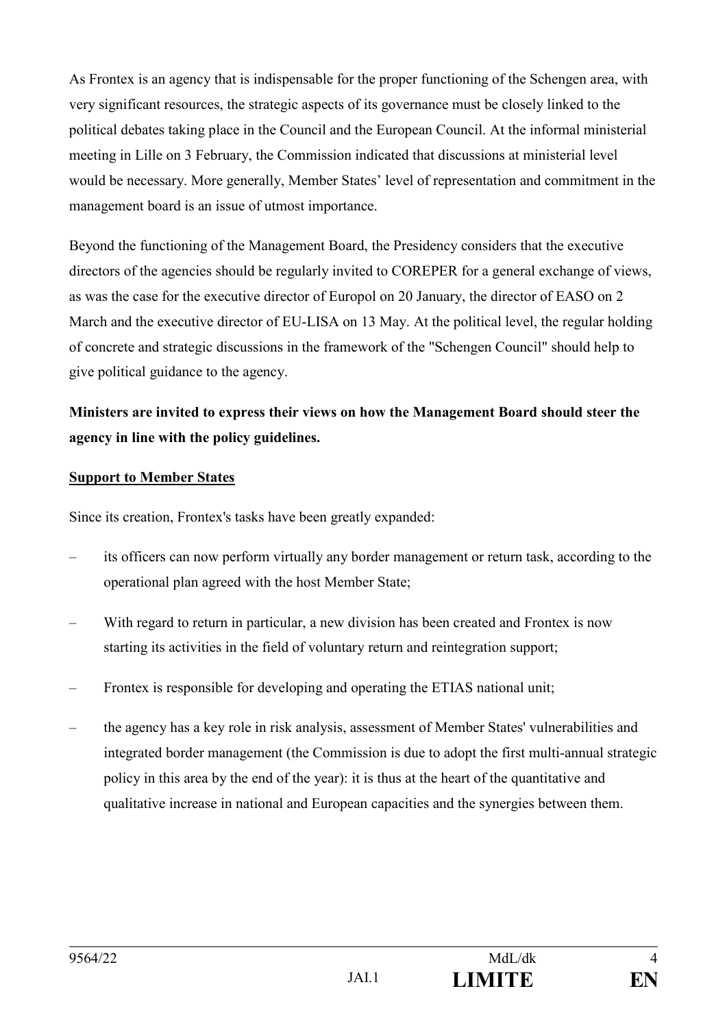As Frontex is an agency that is indispensable for the proper functioning of the Schengen area, with very significant resources, the strategic aspects of its governance must be closely linked to the political debates taking place in the Council and the European Council. At the informal ministerial meeting in Lille on 3 February, the Commission indicated that discussions at ministerial level would be necessary. More generally, Member States' level of representation and commitment in the management board is an issue of utmost importance.

Beyond the functioning of the Management Board, the Presidency considers that the executive directors of the agencies should be regularly invited to COREPER for a general exchange of views, as was the case for the executive director of Europol on 20 January, the director of EASO on 2 March and the executive director of EU-LISA on 13 May. At the political level, the regular holding of concrete and strategic discussions in the framework of the "Schengen Council" should help to give political guidance to the agency.

**Ministers are invited to express their views on how the Management Board should steer the agency in line with the policy guidelines.**

**Support to Member States**

Since its creation, Frontex's tasks have been greatly expanded:

– its officers can now perform virtually any border management or return task, according to the operational plan agreed with the host Member State;

– With regard to return in particular, a new division has been created and Frontex is now starting its activities in the field of voluntary return and reintegration support;

– Frontex is responsible for developing and operating the ETIAS national unit;

– the agency has a key role in risk analysis, assessment of Member States' vulnerabilities and integrated border management (the Commission is due to adopt the first multi-annual strategic policy in this area by the end of the year): it is thus at the heart of the quantitative and qualitative increase in national and European capacities and the synergies between them.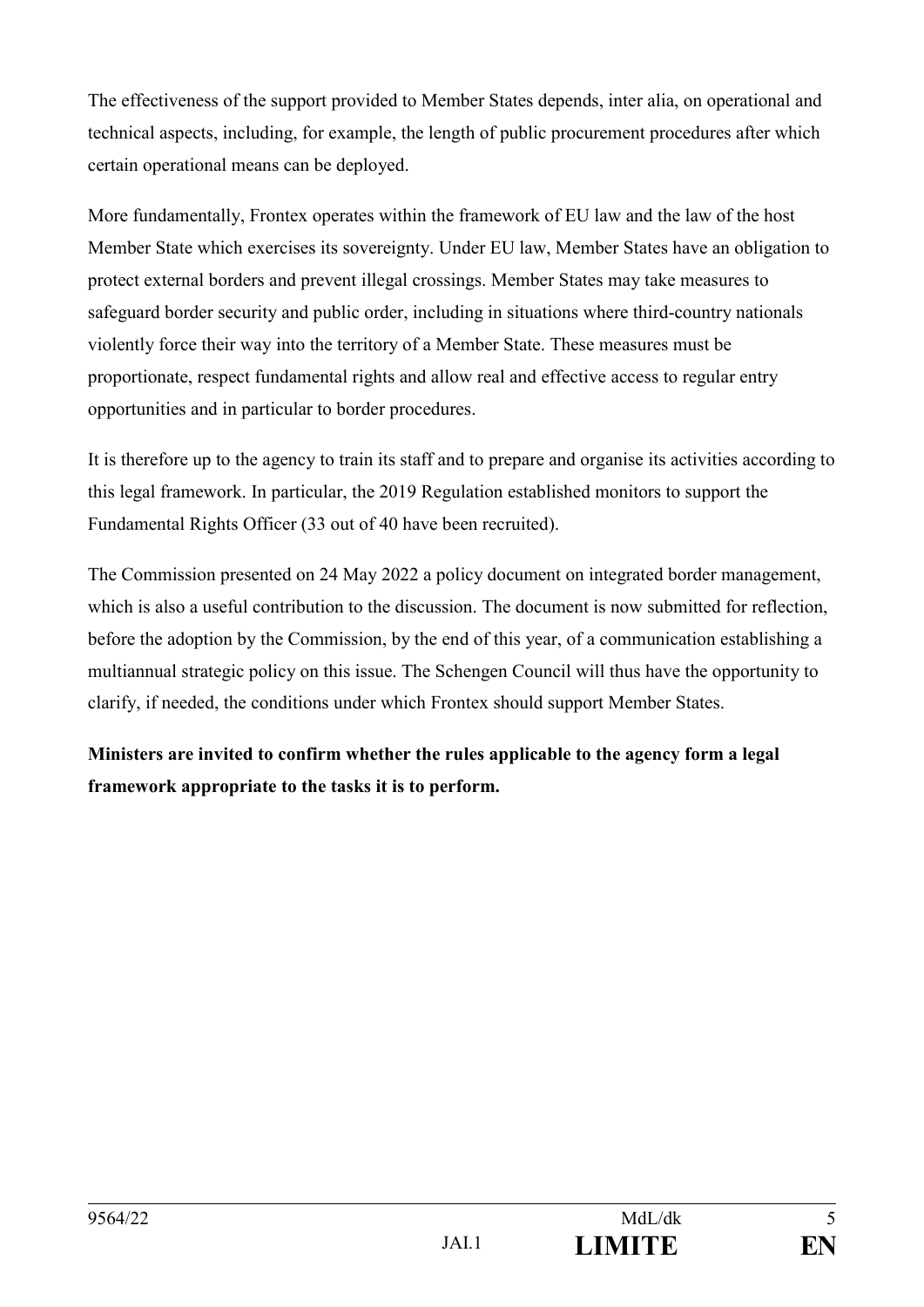The effectiveness of the support provided to Member States depends, inter alia, on operational and technical aspects, including, for example, the length of public procurement procedures after which certain operational means can be deployed.

More fundamentally, Frontex operates within the framework of EU law and the law of the host Member State which exercises its sovereignty. Under EU law, Member States have an obligation to protect external borders and prevent illegal crossings. Member States may take measures to safeguard border security and public order, including in situations where third-country nationals violently force their way into the territory of a Member State. These measures must be proportionate, respect fundamental rights and allow real and effective access to regular entry opportunities and in particular to border procedures.

It is therefore up to the agency to train its staff and to prepare and organise its activities according to this legal framework. In particular, the 2019 Regulation established monitors to support the Fundamental Rights Officer (33 out of 40 have been recruited).

The Commission presented on 24 May 2022 a policy document on integrated border management, which is also a useful contribution to the discussion. The document is now submitted for reflection, before the adoption by the Commission, by the end of this year, of a communication establishing a multiannual strategic policy on this issue. The Schengen Council will thus have the opportunity to clarify, if needed, the conditions under which Frontex should support Member States.

**Ministers are invited to confirm whether the rules applicable to the agency form a legal framework appropriate to the tasks it is to perform.**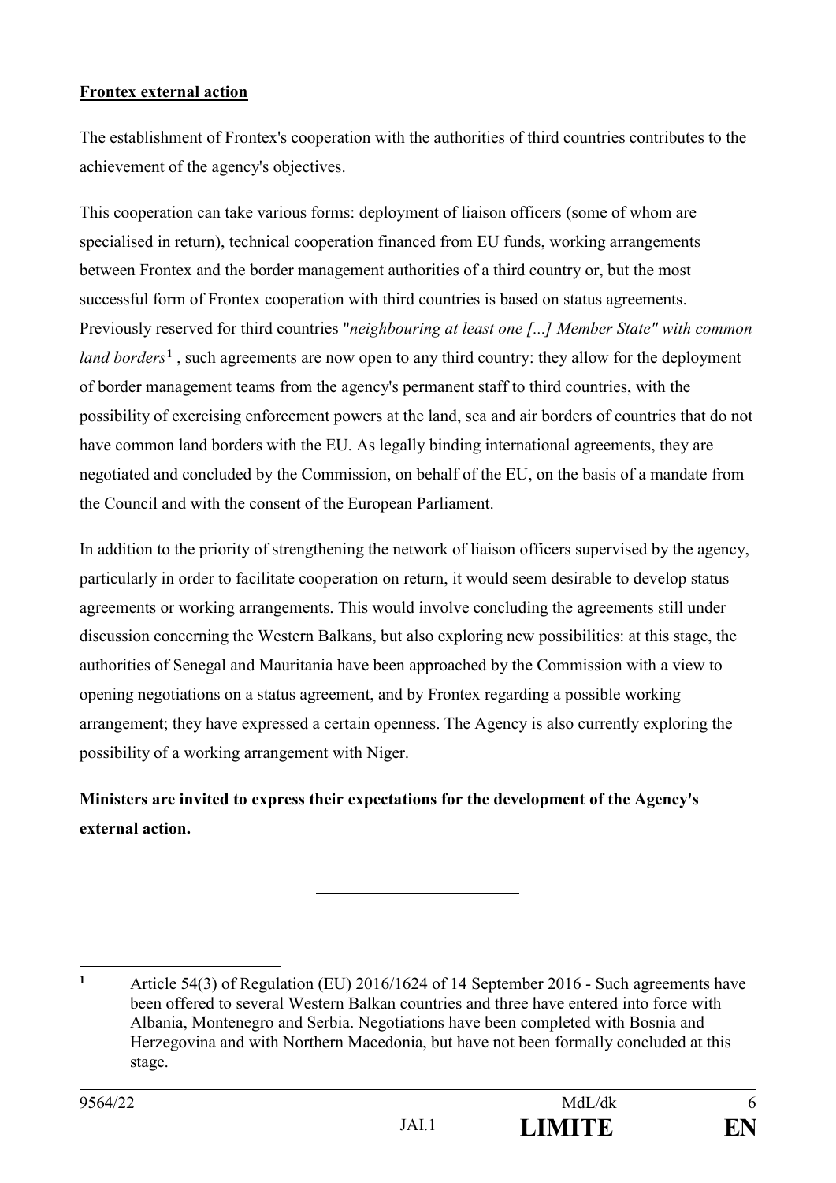**Frontex external action**

The establishment of Frontex's cooperation with the authorities of third countries contributes to the achievement of the agency's objectives.

This cooperation can take various forms: deployment of liaison officers (some of whom are specialised in return), technical cooperation financed from EU funds, working arrangements between Frontex and the border management authorities of a third country or, but the most successful form of Frontex cooperation with third countries is based on status agreements. Previously reserved for third countries "*neighbouring at least one [...] Member State" with common land borders*[1] , such agreements are now open to any third country: they allow for the deployment of border management teams from the agency's permanent staff to third countries, with the possibility of exercising enforcement powers at the land, sea and air borders of countries that do not have common land borders with the EU. As legally binding international agreements, they are negotiated and concluded by the Commission, on behalf of the EU, on the basis of a mandate from the Council and with the consent of the European Parliament.

In addition to the priority of strengthening the network of liaison officers supervised by the agency, particularly in order to facilitate cooperation on return, it would seem desirable to develop status agreements or working arrangements. This would involve concluding the agreements still under discussion concerning the Western Balkans, but also exploring new possibilities: at this stage, the authorities of Senegal and Mauritania have been approached by the Commission with a view to opening negotiations on a status agreement, and by Frontex regarding a possible working arrangement; they have expressed a certain openness. The Agency is also currently exploring the possibility of a working arrangement with Niger.

**Ministers are invited to express their expectations for the development of the Agency's external action.**

---

[1] Article 54(3) of Regulation (EU) 2016/1624 of 14 September 2016 - Such agreements have been offered to several Western Balkan countries and three have entered into force with Albania, Montenegro and Serbia. Negotiations have been completed with Bosnia and Herzegovina and with Northern Macedonia, but have not been formally concluded at this stage.